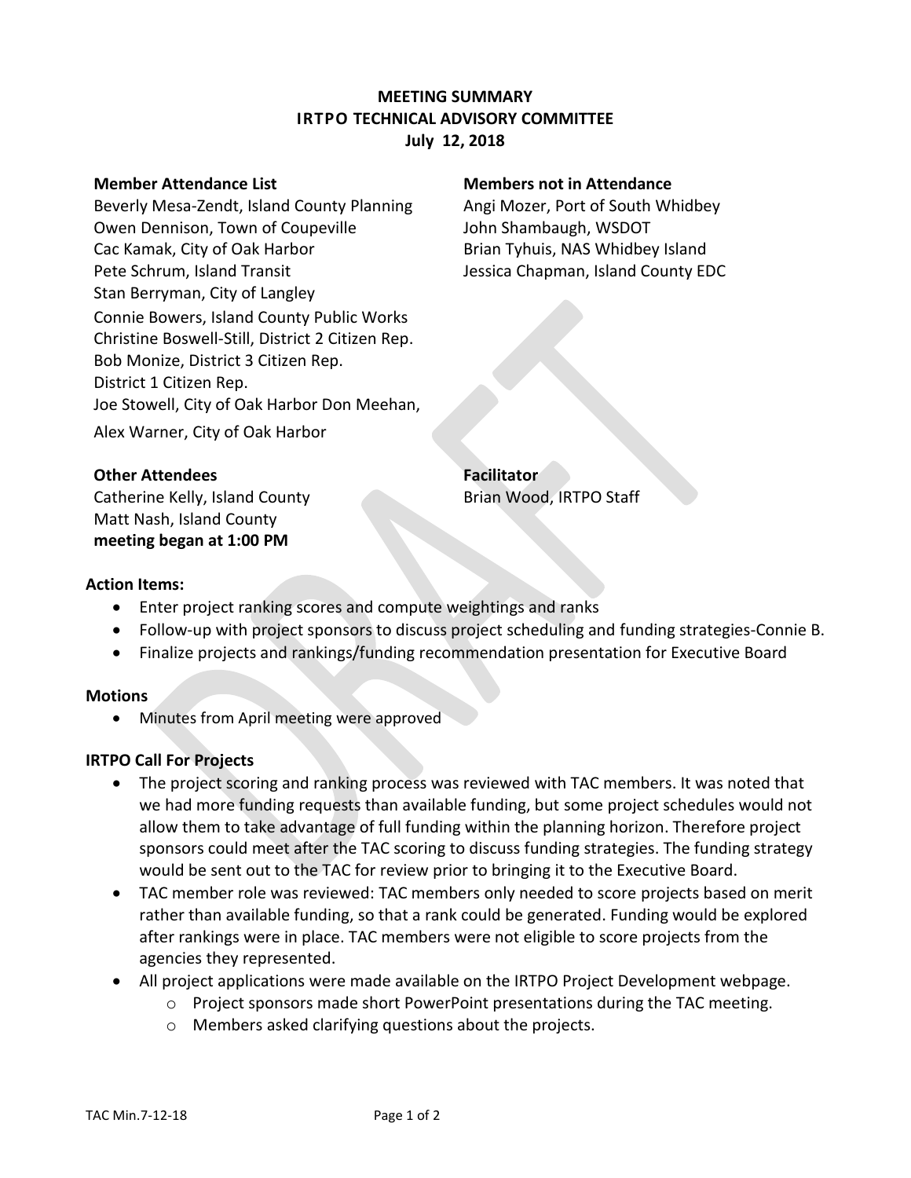**MEETING SUMMARY**
**IRTPO TECHNICAL ADVISORY COMMITTEE**
**July 12, 2018**

**Member Attendance List**

Beverly Mesa-Zendt, Island County Planning
Owen Dennison, Town of Coupeville
Cac Kamak, City of Oak Harbor
Pete Schrum, Island Transit
Stan Berryman, City of Langley
Connie Bowers, Island County Public Works
Christine Boswell-Still, District 2 Citizen Rep.
Bob Monize, District 3 Citizen Rep.
District 1 Citizen Rep.
Joe Stowell, City of Oak Harbor Don Meehan,
Alex Warner, City of Oak Harbor

**Members not in Attendance**

Angi Mozer, Port of South Whidbey
John Shambaugh, WSDOT
Brian Tyhuis, NAS Whidbey Island
Jessica Chapman, Island County EDC

**Other Attendees**

Catherine Kelly, Island County
Matt Nash, Island County

**Facilitator**

Brian Wood, IRTPO Staff

**meeting began at 1:00 PM**

## Action Items:

- Enter project ranking scores and compute weightings and ranks
- Follow-up with project sponsors to discuss project scheduling and funding strategies-Connie B.
- Finalize projects and rankings/funding recommendation presentation for Executive Board

## Motions

- Minutes from April meeting were approved

## IRTPO Call For Projects

- The project scoring and ranking process was reviewed with TAC members. It was noted that we had more funding requests than available funding, but some project schedules would not allow them to take advantage of full funding within the planning horizon. Therefore project sponsors could meet after the TAC scoring to discuss funding strategies. The funding strategy would be sent out to the TAC for review prior to bringing it to the Executive Board.
- TAC member role was reviewed: TAC members only needed to score projects based on merit rather than available funding, so that a rank could be generated. Funding would be explored after rankings were in place. TAC members were not eligible to score projects from the agencies they represented.
- All project applications were made available on the IRTPO Project Development webpage.
  - Project sponsors made short PowerPoint presentations during the TAC meeting.
  - Members asked clarifying questions about the projects.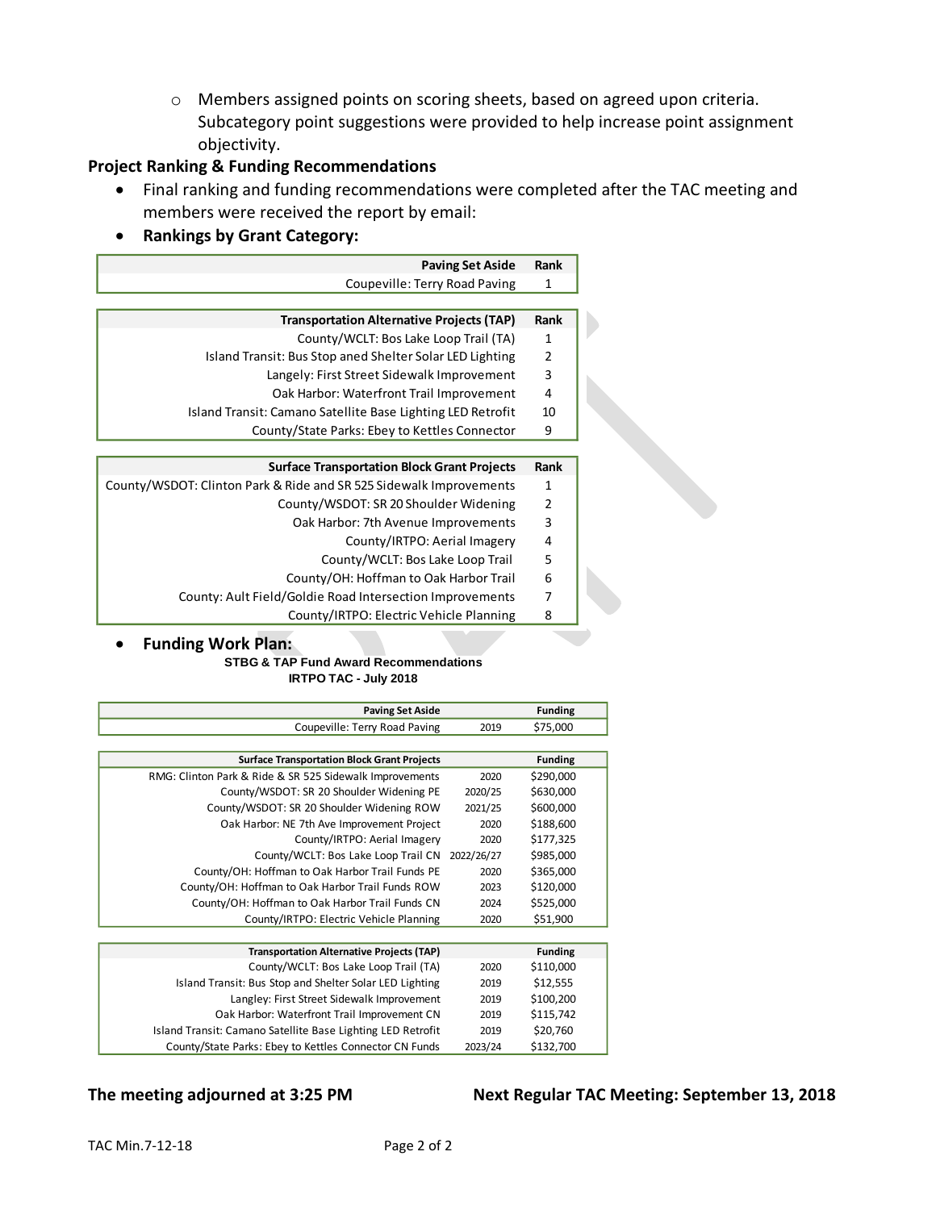- Members assigned points on scoring sheets, based on agreed upon criteria. Subcategory point suggestions were provided to help increase point assignment objectivity.

**Project Ranking & Funding Recommendations**

- Final ranking and funding recommendations were completed after the TAC meeting and members were received the report by email:
- **Rankings by Grant Category:**

| Paving Set Aside | Rank |
|---|---|
| Coupeville: Terry Road Paving | 1 |

| Transportation Alternative Projects (TAP) | Rank |
|---|---|
| County/WCLT: Bos Lake Loop Trail (TA) | 1 |
| Island Transit: Bus Stop aned Shelter Solar LED Lighting | 2 |
| Langely: First Street Sidewalk Improvement | 3 |
| Oak Harbor: Waterfront Trail Improvement | 4 |
| Island Transit: Camano Satellite Base Lighting LED Retrofit | 10 |
| County/State Parks: Ebey to Kettles Connector | 9 |

| Surface Transportation Block Grant Projects | Rank |
|---|---|
| County/WSDOT: Clinton Park & Ride and SR 525 Sidewalk Improvements | 1 |
| County/WSDOT: SR 20 Shoulder Widening | 2 |
| Oak Harbor: 7th Avenue Improvements | 3 |
| County/IRTPO: Aerial Imagery | 4 |
| County/WCLT: Bos Lake Loop Trail | 5 |
| County/OH: Hoffman to Oak Harbor Trail | 6 |
| County: Ault Field/Goldie Road Intersection Improvements | 7 |
| County/IRTPO: Electric Vehicle Planning | 8 |

- **Funding Work Plan:**

**STBG & TAP Fund Award Recommendations**
**IRTPO TAC - July 2018**

| Paving Set Aside | | Funding |
|---|---|---|
| Coupeville: Terry Road Paving | 2019 | $75,000 |

| Surface Transportation Block Grant Projects | | Funding |
|---|---|---|
| RMG: Clinton Park & Ride & SR 525 Sidewalk Improvements | 2020 | $290,000 |
| County/WSDOT: SR 20 Shoulder Widening PE | 2020/25 | $630,000 |
| County/WSDOT: SR 20 Shoulder Widening ROW | 2021/25 | $600,000 |
| Oak Harbor: NE 7th Ave Improvement Project | 2020 | $188,600 |
| County/IRTPO: Aerial Imagery | 2020 | $177,325 |
| County/WCLT: Bos Lake Loop Trail CN | 2022/26/27 | $985,000 |
| County/OH: Hoffman to Oak Harbor Trail Funds PE | 2020 | $365,000 |
| County/OH: Hoffman to Oak Harbor Trail Funds ROW | 2023 | $120,000 |
| County/OH: Hoffman to Oak Harbor Trail Funds CN | 2024 | $525,000 |
| County/IRTPO: Electric Vehicle Planning | 2020 | $51,900 |

| Transportation Alternative Projects (TAP) | | Funding |
|---|---|---|
| County/WCLT: Bos Lake Loop Trail (TA) | 2020 | $110,000 |
| Island Transit: Bus Stop and Shelter Solar LED Lighting | 2019 | $12,555 |
| Langley: First Street Sidewalk Improvement | 2019 | $100,200 |
| Oak Harbor: Waterfront Trail Improvement CN | 2019 | $115,742 |
| Island Transit: Camano Satellite Base Lighting LED Retrofit | 2019 | $20,760 |
| County/State Parks: Ebey to Kettles Connector CN Funds | 2023/24 | $132,700 |

**The meeting adjourned at 3:25 PM**

**Next Regular TAC Meeting: September 13, 2018**